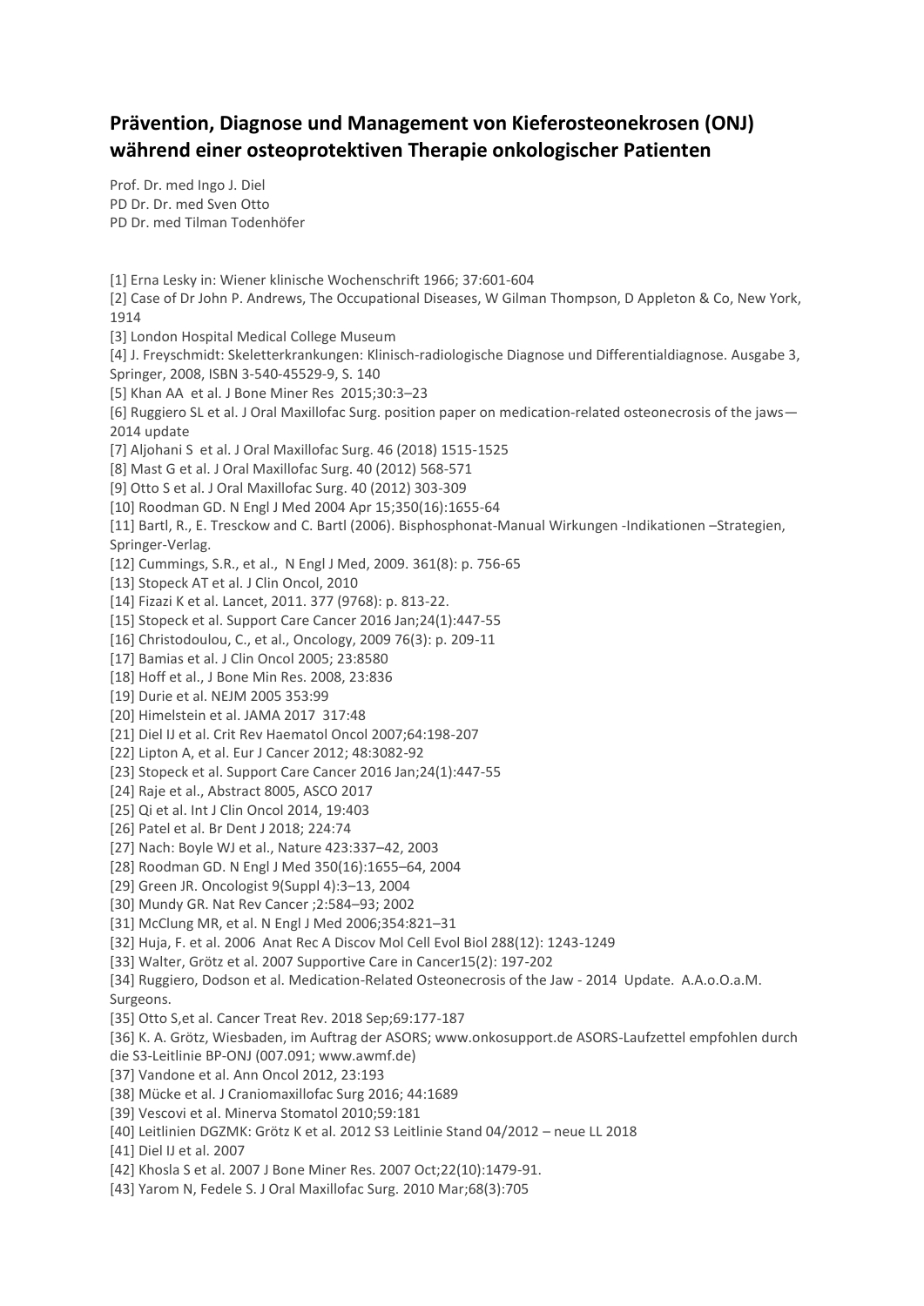# Prävention, Diagnose und Management von Kieferosteonekrosen (ONJ) während einer osteoprotektiven Therapie onkologischer Patienten

Prof. Dr. med Ingo J. Diel
PD Dr. Dr. med Sven Otto
PD Dr. med Tilman Todenhöfer

[1] Erna Lesky in: Wiener klinische Wochenschrift 1966; 37:601-604
[2] Case of Dr John P. Andrews, The Occupational Diseases, W Gilman Thompson, D Appleton & Co, New York, 1914
[3] London Hospital Medical College Museum
[4] J. Freyschmidt: Skeletterkrankungen: Klinisch-radiologische Diagnose und Differentialdiagnose. Ausgabe 3, Springer, 2008, ISBN 3-540-45529-9, S. 140
[5] Khan AA et al. J Bone Miner Res 2015;30:3–23
[6] Ruggiero SL et al. J Oral Maxillofac Surg. position paper on medication-related osteonecrosis of the jaws—2014 update
[7] Aljohani S et al. J Oral Maxillofac Surg. 46 (2018) 1515-1525
[8] Mast G et al. J Oral Maxillofac Surg. 40 (2012) 568-571
[9] Otto S et al. J Oral Maxillofac Surg. 40 (2012) 303-309
[10] Roodman GD. N Engl J Med 2004 Apr 15;350(16):1655-64
[11] Bartl, R., E. Tresckow and C. Bartl (2006). Bisphosphonat-Manual Wirkungen -Indikationen –Strategien, Springer-Verlag.
[12] Cummings, S.R., et al., N Engl J Med, 2009. 361(8): p. 756-65
[13] Stopeck AT et al. J Clin Oncol, 2010
[14] Fizazi K et al. Lancet, 2011. 377 (9768): p. 813-22.
[15] Stopeck et al. Support Care Cancer 2016 Jan;24(1):447-55
[16] Christodoulou, C., et al., Oncology, 2009 76(3): p. 209-11
[17] Bamias et al. J Clin Oncol 2005; 23:8580
[18] Hoff et al., J Bone Min Res. 2008, 23:836
[19] Durie et al. NEJM 2005 353:99
[20] Himelstein et al. JAMA 2017 317:48
[21] Diel IJ et al. Crit Rev Haematol Oncol 2007;64:198-207
[22] Lipton A, et al. Eur J Cancer 2012; 48:3082-92
[23] Stopeck et al. Support Care Cancer 2016 Jan;24(1):447-55
[24] Raje et al., Abstract 8005, ASCO 2017
[25] Qi et al. Int J Clin Oncol 2014, 19:403
[26] Patel et al. Br Dent J 2018; 224:74
[27] Nach: Boyle WJ et al., Nature 423:337–42, 2003
[28] Roodman GD. N Engl J Med 350(16):1655–64, 2004
[29] Green JR. Oncologist 9(Suppl 4):3–13, 2004
[30] Mundy GR. Nat Rev Cancer ;2:584–93; 2002
[31] McClung MR, et al. N Engl J Med 2006;354:821–31
[32] Huja, F. et al. 2006 Anat Rec A Discov Mol Cell Evol Biol 288(12): 1243-1249
[33] Walter, Grötz et al. 2007 Supportive Care in Cancer15(2): 197-202
[34] Ruggiero, Dodson et al. Medication-Related Osteonecrosis of the Jaw - 2014 Update. A.A.o.O.a.M. Surgeons.
[35] Otto S,et al. Cancer Treat Rev. 2018 Sep;69:177-187
[36] K. A. Grötz, Wiesbaden, im Auftrag der ASORS; www.onkosupport.de ASORS-Laufzettel empfohlen durch die S3-Leitlinie BP-ONJ (007.091; www.awmf.de)
[37] Vandone et al. Ann Oncol 2012, 23:193
[38] Mücke et al. J Craniomaxillofac Surg 2016; 44:1689
[39] Vescovi et al. Minerva Stomatol 2010;59:181
[40] Leitlinien DGZMK: Grötz K et al. 2012 S3 Leitlinie Stand 04/2012 – neue LL 2018
[41] Diel IJ et al. 2007
[42] Khosla S et al. 2007 J Bone Miner Res. 2007 Oct;22(10):1479-91.
[43] Yarom N, Fedele S. J Oral Maxillofac Surg. 2010 Mar;68(3):705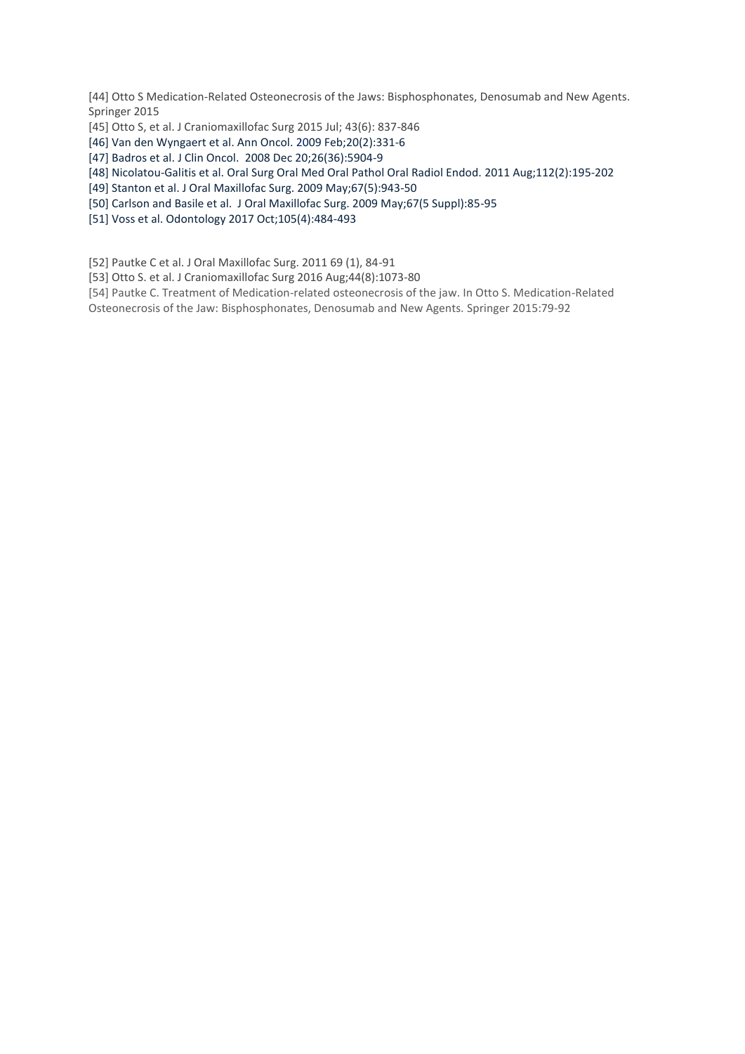[44] Otto S Medication-Related Osteonecrosis of the Jaws: Bisphosphonates, Denosumab and New Agents. Springer 2015

[45] Otto S, et al. J Craniomaxillofac Surg 2015 Jul; 43(6): 837-846

[46] Van den Wyngaert et al. Ann Oncol. 2009 Feb;20(2):331-6

[47] Badros et al. J Clin Oncol. 2008 Dec 20;26(36):5904-9

[48] Nicolatou-Galitis et al. Oral Surg Oral Med Oral Pathol Oral Radiol Endod. 2011 Aug;112(2):195-202

[49] Stanton et al. J Oral Maxillofac Surg. 2009 May;67(5):943-50

[50] Carlson and Basile et al. J Oral Maxillofac Surg. 2009 May;67(5 Suppl):85-95

[51] Voss et al. Odontology 2017 Oct;105(4):484-493

[52] Pautke C et al. J Oral Maxillofac Surg. 2011 69 (1), 84-91

[53] Otto S. et al. J Craniomaxillofac Surg 2016 Aug;44(8):1073-80

[54] Pautke C. Treatment of Medication-related osteonecrosis of the jaw. In Otto S. Medication-Related Osteonecrosis of the Jaw: Bisphosphonates, Denosumab and New Agents. Springer 2015:79-92